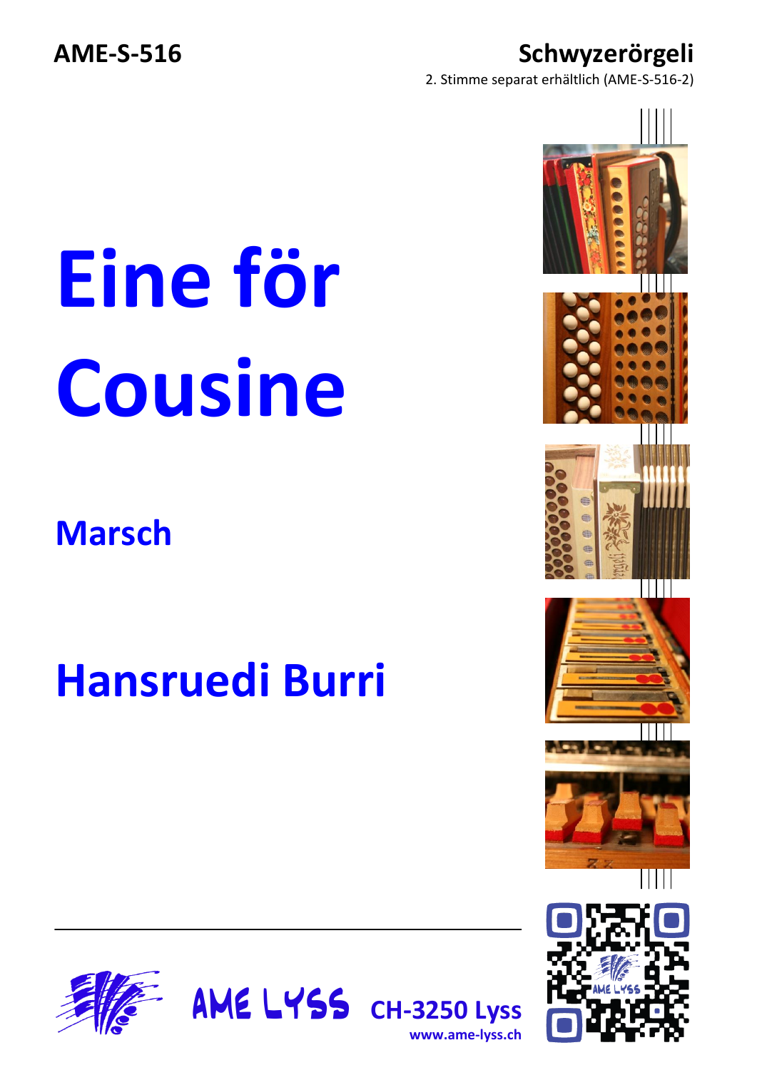**AME-S-516**

**Schwyzerörgeli**

2. Stimme separat erhältlich (AME-S-516-2)

# Eine för Cousine

## Marsch

## Hansruedi Burri

---

AME LYSS **CH-3250 Lyss**

**www.ame-lyss.ch**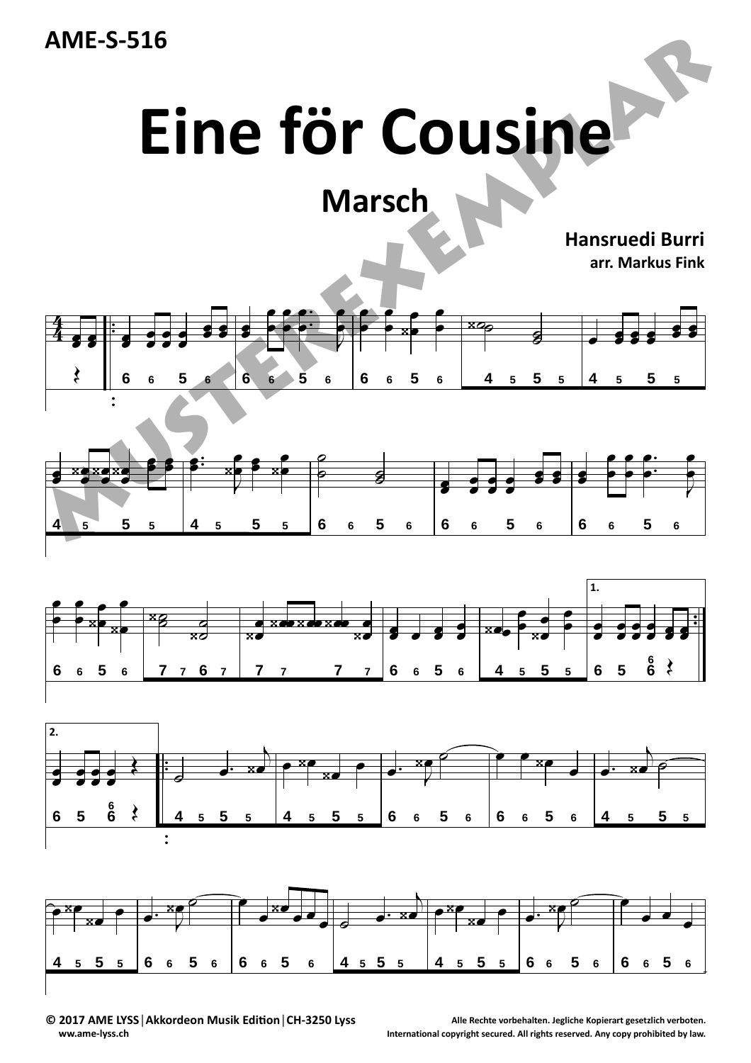AME-S-516

# Eine för Cousine

## Marsch

**Hansruedi Burri**
**arr. Markus Fink**

MUSTEREXEMPLAR

© 2017 AME LYSS | Akkordeon Musik Edition | CH-3250 Lyss
www.ame-lyss.ch

Alle Rechte vorbehalten. Jegliche Kopierart gesetzlich verboten.
International copyright secured. All rights reserved. Any copy prohibited by law.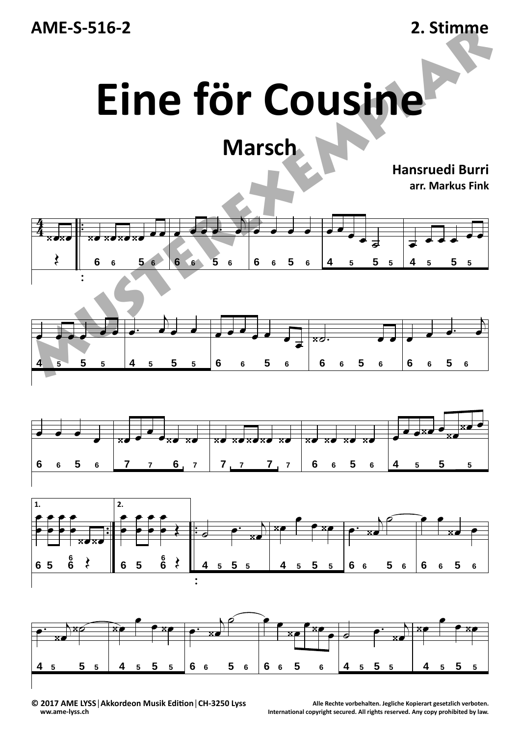AME-S-516-2 **2. Stimme**

# Eine för Cousine

## Marsch

**Hansruedi Burri**
**arr. Markus Fink**

© 2017 AME LYSS | Akkordeon Musik Edition | CH-3250 Lyss
www.ame-lyss.ch

Alle Rechte vorbehalten. Jegliche Kopierart gesetzlich verboten.
International copyright secured. All rights reserved. Any copy prohibited by law.